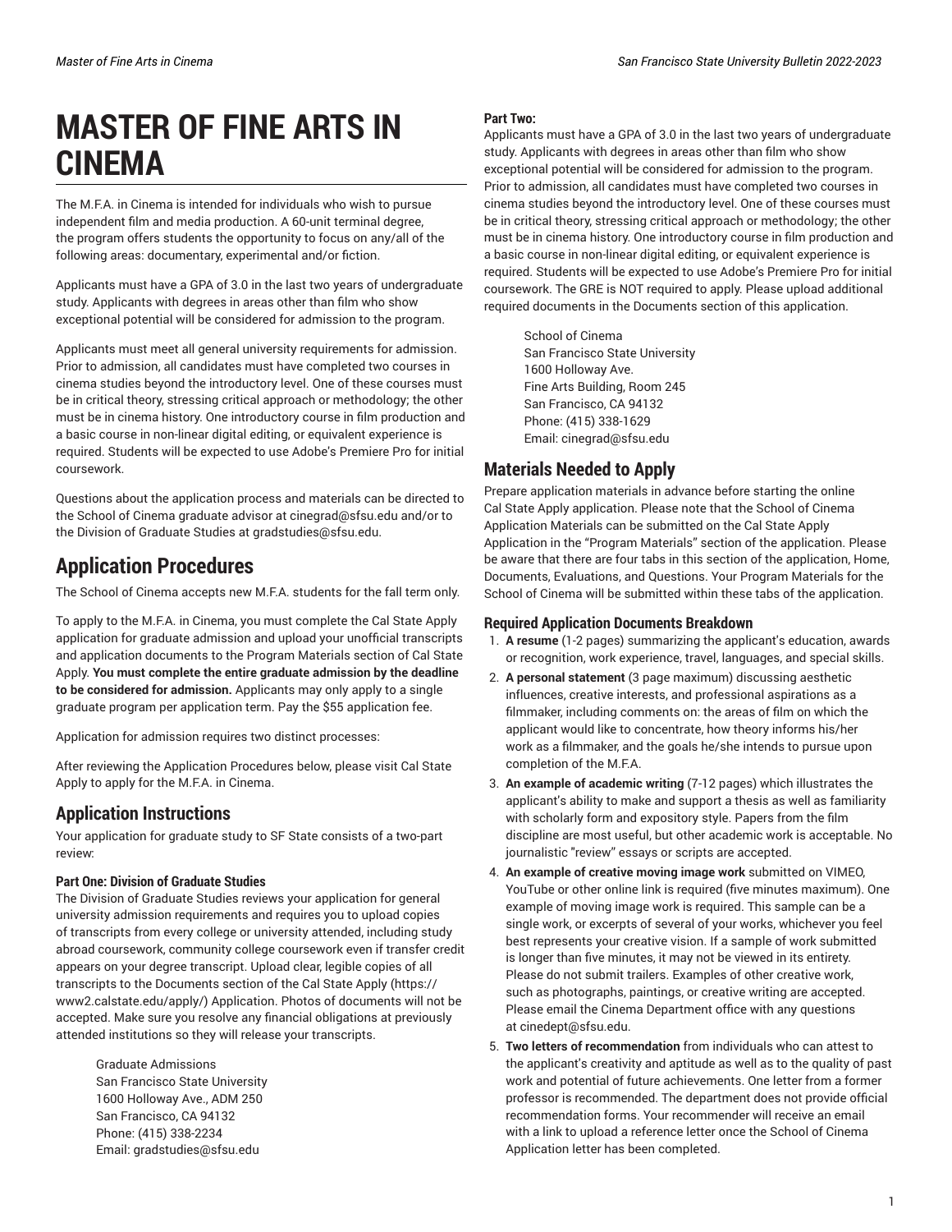# MASTER OF FINE ARTS IN CINEMA

The M.F.A. in Cinema is intended for individuals who wish to pursue independent film and media production. A 60-unit terminal degree, the program offers students the opportunity to focus on any/all of the following areas: documentary, experimental and/or fiction.

Applicants must have a GPA of 3.0 in the last two years of undergraduate study. Applicants with degrees in areas other than film who show exceptional potential will be considered for admission to the program.

Applicants must meet all general university requirements for admission. Prior to admission, all candidates must have completed two courses in cinema studies beyond the introductory level. One of these courses must be in critical theory, stressing critical approach or methodology; the other must be in cinema history. One introductory course in film production and a basic course in non-linear digital editing, or equivalent experience is required. Students will be expected to use Adobe's Premiere Pro for initial coursework.

Questions about the application process and materials can be directed to the School of Cinema graduate advisor at cinegrad@sfsu.edu and/or to the Division of Graduate Studies at gradstudies@sfsu.edu.

## Application Procedures

The School of Cinema accepts new M.F.A. students for the fall term only.

To apply to the M.F.A. in Cinema, you must complete the Cal State Apply application for graduate admission and upload your unofficial transcripts and application documents to the Program Materials section of Cal State Apply. **You must complete the entire graduate admission by the deadline to be considered for admission.** Applicants may only apply to a single graduate program per application term. Pay the $55 application fee.

Application for admission requires two distinct processes:

After reviewing the Application Procedures below, please visit Cal State Apply to apply for the M.F.A. in Cinema.

## Application Instructions

Your application for graduate study to SF State consists of a two-part review:

### Part One: Division of Graduate Studies

The Division of Graduate Studies reviews your application for general university admission requirements and requires you to upload copies of transcripts from every college or university attended, including study abroad coursework, community college coursework even if transfer credit appears on your degree transcript. Upload clear, legible copies of all transcripts to the Documents section of the Cal State Apply (https://www2.calstate.edu/apply/) Application. Photos of documents will not be accepted. Make sure you resolve any financial obligations at previously attended institutions so they will release your transcripts.

> Graduate Admissions
> San Francisco State University
> 1600 Holloway Ave., ADM 250
> San Francisco, CA 94132
> Phone: (415) 338-2234
> Email: gradstudies@sfsu.edu

### Part Two:

Applicants must have a GPA of 3.0 in the last two years of undergraduate study. Applicants with degrees in areas other than film who show exceptional potential will be considered for admission to the program. Prior to admission, all candidates must have completed two courses in cinema studies beyond the introductory level. One of these courses must be in critical theory, stressing critical approach or methodology; the other must be in cinema history. One introductory course in film production and a basic course in non-linear digital editing, or equivalent experience is required. Students will be expected to use Adobe's Premiere Pro for initial coursework. The GRE is NOT required to apply. Please upload additional required documents in the Documents section of this application.

> School of Cinema
> San Francisco State University
> 1600 Holloway Ave.
> Fine Arts Building, Room 245
> San Francisco, CA 94132
> Phone: (415) 338-1629
> Email: cinegrad@sfsu.edu

## Materials Needed to Apply

Prepare application materials in advance before starting the online Cal State Apply application. Please note that the School of Cinema Application Materials can be submitted on the Cal State Apply Application in the "Program Materials" section of the application. Please be aware that there are four tabs in this section of the application, Home, Documents, Evaluations, and Questions. Your Program Materials for the School of Cinema will be submitted within these tabs of the application.

### Required Application Documents Breakdown

1. **A resume** (1-2 pages) summarizing the applicant's education, awards or recognition, work experience, travel, languages, and special skills.
2. **A personal statement** (3 page maximum) discussing aesthetic influences, creative interests, and professional aspirations as a filmmaker, including comments on: the areas of film on which the applicant would like to concentrate, how theory informs his/her work as a filmmaker, and the goals he/she intends to pursue upon completion of the M.F.A.
3. **An example of academic writing** (7-12 pages) which illustrates the applicant's ability to make and support a thesis as well as familiarity with scholarly form and expository style. Papers from the film discipline are most useful, but other academic work is acceptable. No journalistic "review" essays or scripts are accepted.
4. **An example of creative moving image work** submitted on VIMEO, YouTube or other online link is required (five minutes maximum). One example of moving image work is required. This sample can be a single work, or excerpts of several of your works, whichever you feel best represents your creative vision. If a sample of work submitted is longer than five minutes, it may not be viewed in its entirety. Please do not submit trailers. Examples of other creative work, such as photographs, paintings, or creative writing are accepted. Please email the Cinema Department office with any questions at cinedept@sfsu.edu.
5. **Two letters of recommendation** from individuals who can attest to the applicant's creativity and aptitude as well as to the quality of past work and potential of future achievements. One letter from a former professor is recommended. The department does not provide official recommendation forms. Your recommender will receive an email with a link to upload a reference letter once the School of Cinema Application letter has been completed.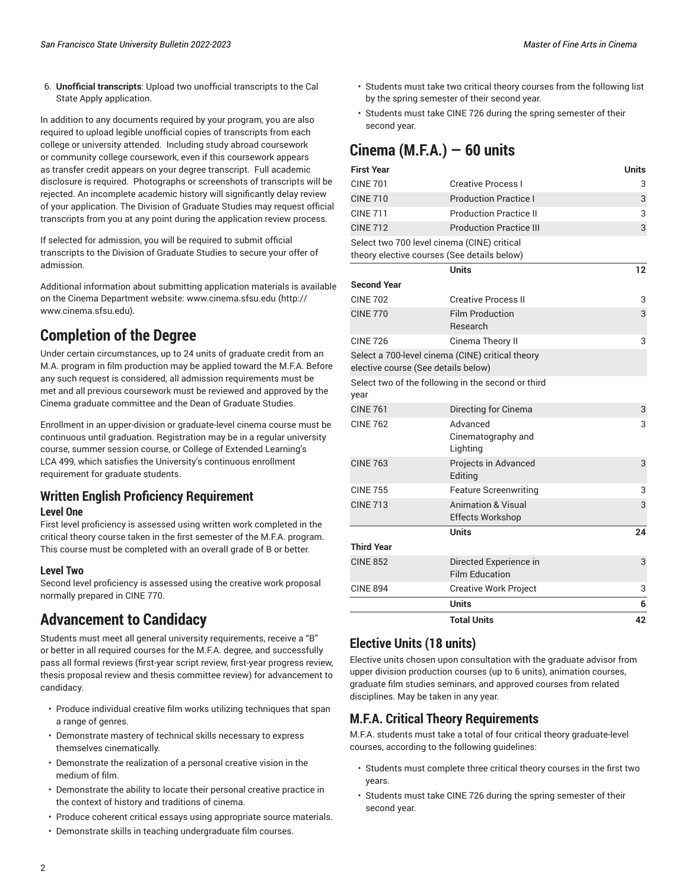6. **Unofficial transcripts**: Upload two unofficial transcripts to the Cal State Apply application.

In addition to any documents required by your program, you are also required to upload legible unofficial copies of transcripts from each college or university attended. Including study abroad coursework or community college coursework, even if this coursework appears as transfer credit appears on your degree transcript. Full academic disclosure is required. Photographs or screenshots of transcripts will be rejected. An incomplete academic history will significantly delay review of your application. The Division of Graduate Studies may request official transcripts from you at any point during the application review process.

If selected for admission, you will be required to submit official transcripts to the Division of Graduate Studies to secure your offer of admission.

Additional information about submitting application materials is available on the Cinema Department website: www.cinema.sfsu.edu (http://www.cinema.sfsu.edu).

## Completion of the Degree

Under certain circumstances, up to 24 units of graduate credit from an M.A. program in film production may be applied toward the M.F.A. Before any such request is considered, all admission requirements must be met and all previous coursework must be reviewed and approved by the Cinema graduate committee and the Dean of Graduate Studies.

Enrollment in an upper-division or graduate-level cinema course must be continuous until graduation. Registration may be in a regular university course, summer session course, or College of Extended Learning's LCA 499, which satisfies the University's continuous enrollment requirement for graduate students.

### Written English Proficiency Requirement

#### Level One

First level proficiency is assessed using written work completed in the critical theory course taken in the first semester of the M.F.A. program. This course must be completed with an overall grade of B or better.

#### Level Two

Second level proficiency is assessed using the creative work proposal normally prepared in CINE 770.

## Advancement to Candidacy

Students must meet all general university requirements, receive a "B" or better in all required courses for the M.F.A. degree, and successfully pass all formal reviews (first-year script review, first-year progress review, thesis proposal review and thesis committee review) for advancement to candidacy.

- Produce individual creative film works utilizing techniques that span a range of genres.
- Demonstrate mastery of technical skills necessary to express themselves cinematically.
- Demonstrate the realization of a personal creative vision in the medium of film.
- Demonstrate the ability to locate their personal creative practice in the context of history and traditions of cinema.
- Produce coherent critical essays using appropriate source materials.
- Demonstrate skills in teaching undergraduate film courses.

- Students must take two critical theory courses from the following list by the spring semester of their second year.
- Students must take CINE 726 during the spring semester of their second year.

## Cinema (M.F.A.) — 60 units

| First Year | | Units |
|---|---|---|
| CINE 701 | Creative Process I | 3 |
| CINE 710 | Production Practice I | 3 |
| CINE 711 | Production Practice II | 3 |
| CINE 712 | Production Practice III | 3 |
| Select two 700 level cinema (CINE) critical theory elective courses (See details below) | | |
| | **Units** | **12** |
| **Second Year** | | |
| CINE 702 | Creative Process II | 3 |
| CINE 770 | Film Production Research | 3 |
| CINE 726 | Cinema Theory II | 3 |
| Select a 700-level cinema (CINE) critical theory elective course (See details below) | | |
| Select two of the following in the second or third year | | |
| CINE 761 | Directing for Cinema | 3 |
| CINE 762 | Advanced Cinematography and Lighting | 3 |
| CINE 763 | Projects in Advanced Editing | 3 |
| CINE 755 | Feature Screenwriting | 3 |
| CINE 713 | Animation & Visual Effects Workshop | 3 |
| | **Units** | **24** |
| **Third Year** | | |
| CINE 852 | Directed Experience in Film Education | 3 |
| CINE 894 | Creative Work Project | 3 |
| | **Units** | **6** |
| | **Total Units** | **42** |

## Elective Units (18 units)

Elective units chosen upon consultation with the graduate advisor from upper division production courses (up to 6 units), animation courses, graduate film studies seminars, and approved courses from related disciplines. May be taken in any year.

## M.F.A. Critical Theory Requirements

M.F.A. students must take a total of four critical theory graduate-level courses, according to the following guidelines:

- Students must complete three critical theory courses in the first two years.
- Students must take CINE 726 during the spring semester of their second year.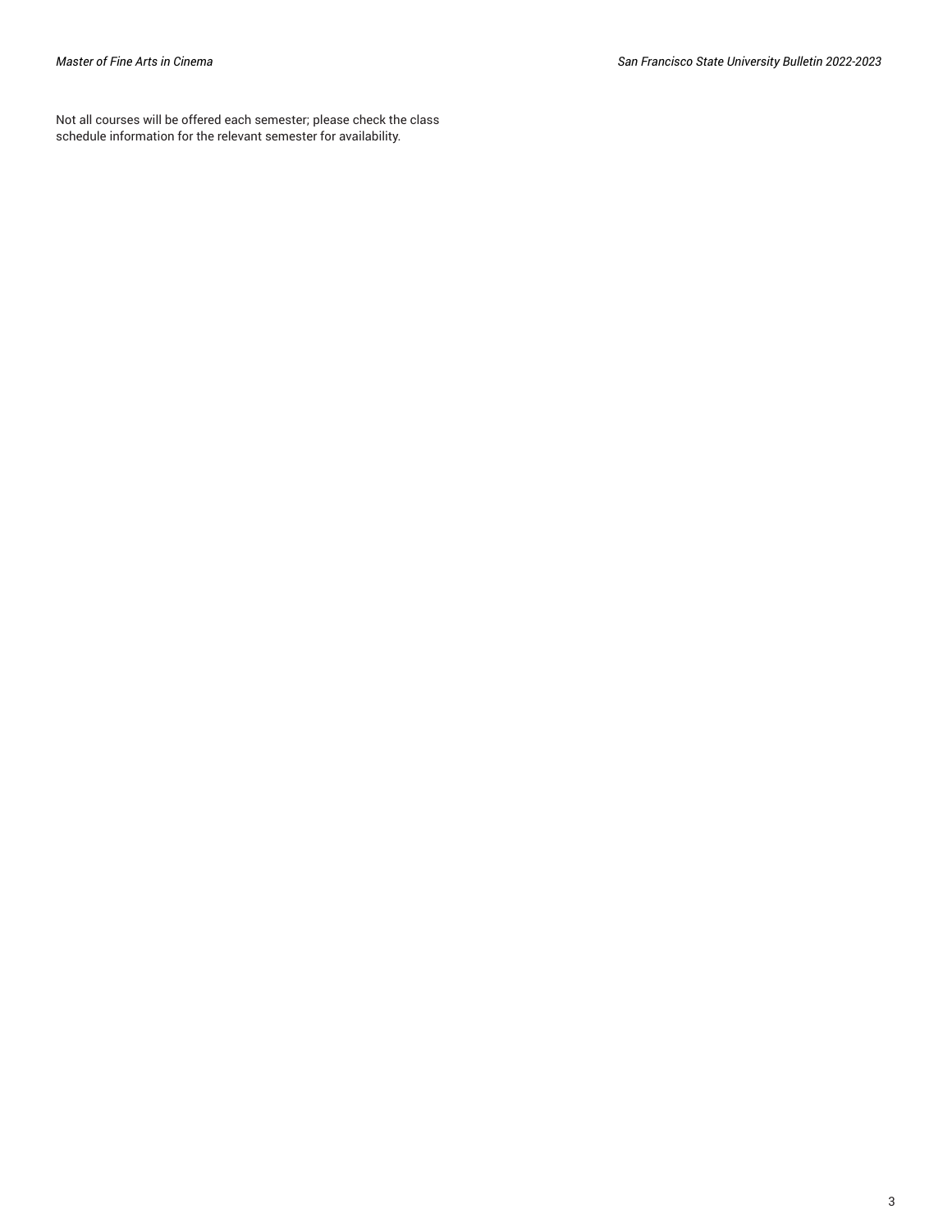Not all courses will be offered each semester; please check the class schedule information for the relevant semester for availability.